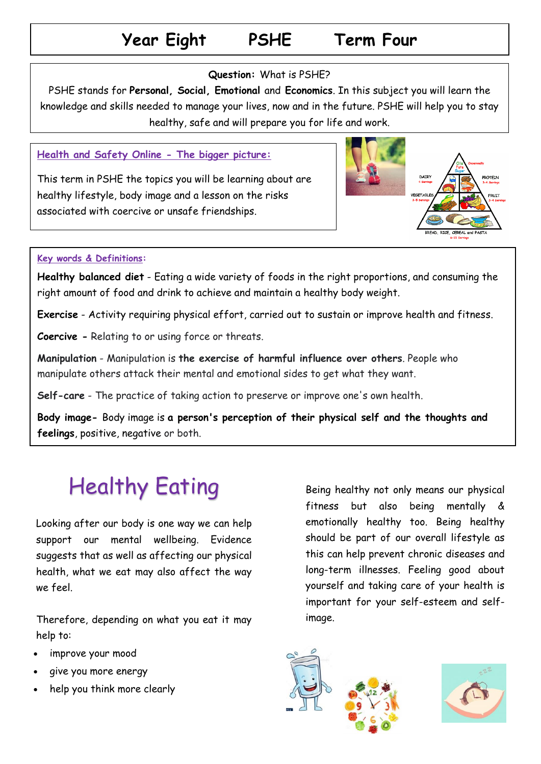# Year Eight PSHE Term Four

**Question:** What is PSHE?

PSHE stands for **Personal, Social, Emotional** and **Economics**. In this subject you will learn the knowledge and skills needed to manage your lives, now and in the future. PSHE will help you to stay healthy, safe and will prepare you for life and work.

## Health and Safety Online - The bigger picture:

This term in PSHE the topics you will be learning about are healthy lifestyle, body image and a lesson on the risks associated with coercive or unsafe friendships.

## Key words & Definitions:

**Healthy balanced diet** - Eating a wide variety of foods in the right proportions, and consuming the right amount of food and drink to achieve and maintain a healthy body weight.

**Exercise** - Activity requiring physical effort, carried out to sustain or improve health and fitness.

**Coercive -** Relating to or using force or threats.

**Manipulation** - Manipulation is **the exercise of harmful influence over others**. People who manipulate others attack their mental and emotional sides to get what they want.

**Self-care** - The practice of taking action to preserve or improve one's own health.

**Body image-** Body image is **a person's perception of their physical self and the thoughts and feelings**, positive, negative or both.

## Healthy Eating

Looking after our body is one way we can help support our mental wellbeing. Evidence suggests that as well as affecting our physical health, what we eat may also affect the way we feel.

Therefore, depending on what you eat it may help to:

- improve your mood
- give you more energy
- help you think more clearly

Being healthy not only means our physical fitness but also being mentally & emotionally healthy too. Being healthy should be part of our overall lifestyle as this can help prevent chronic diseases and long-term illnesses. Feeling good about yourself and taking care of your health is important for your self-esteem and self-image.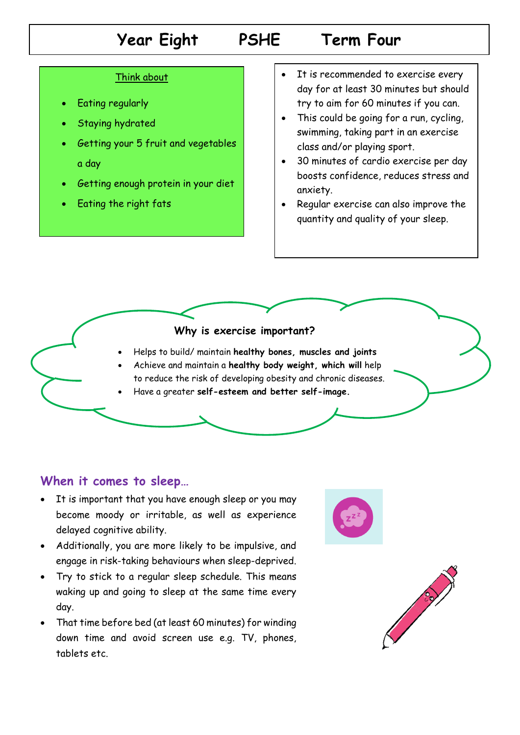# Year Eight PSHE Term Four

Think about

- Eating regularly
- Staying hydrated
- Getting your 5 fruit and vegetables a day
- Getting enough protein in your diet
- Eating the right fats

- It is recommended to exercise every day for at least 30 minutes but should try to aim for 60 minutes if you can.
- This could be going for a run, cycling, swimming, taking part in an exercise class and/or playing sport.
- 30 minutes of cardio exercise per day boosts confidence, reduces stress and anxiety.
- Regular exercise can also improve the quantity and quality of your sleep.

**Why is exercise important?**

- Helps to build/ maintain **healthy bones, muscles and joints**
- Achieve and maintain a **healthy body weight, which will** help to reduce the risk of developing obesity and chronic diseases.
- Have a greater **self-esteem and better self-image.**

## When it comes to sleep…

- It is important that you have enough sleep or you may become moody or irritable, as well as experience delayed cognitive ability.
- Additionally, you are more likely to be impulsive, and engage in risk-taking behaviours when sleep-deprived.
- Try to stick to a regular sleep schedule. This means waking up and going to sleep at the same time every day.
- That time before bed (at least 60 minutes) for winding down time and avoid screen use e.g. TV, phones, tablets etc.